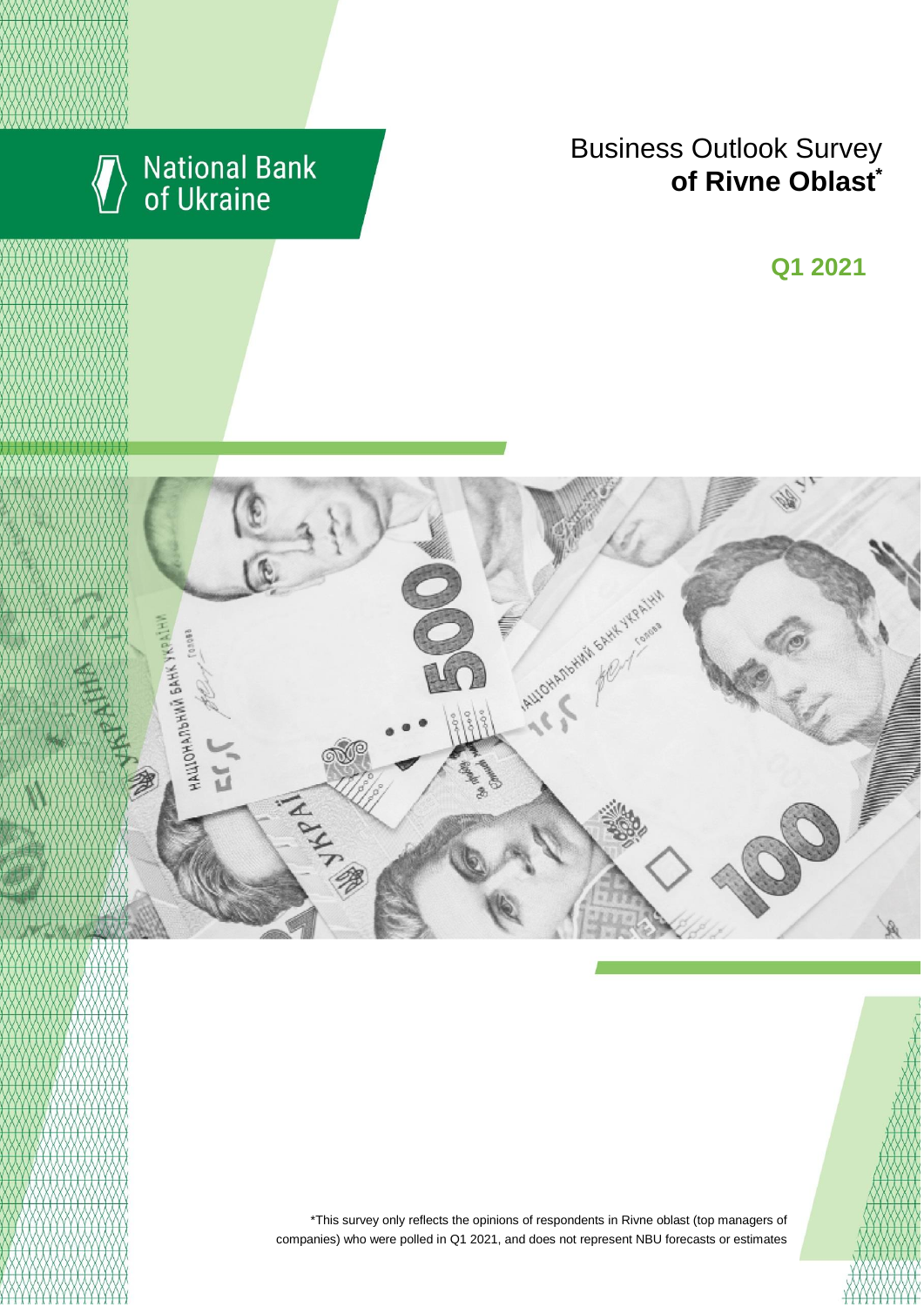National Bank of Ukraine

# Business Outlook Survey **of Rivne Oblast***

## Q1 2021

*This survey only reflects the opinions of respondents in Rivne oblast (top managers of companies) who were polled in Q1 2021, and does not represent NBU forecasts or estimates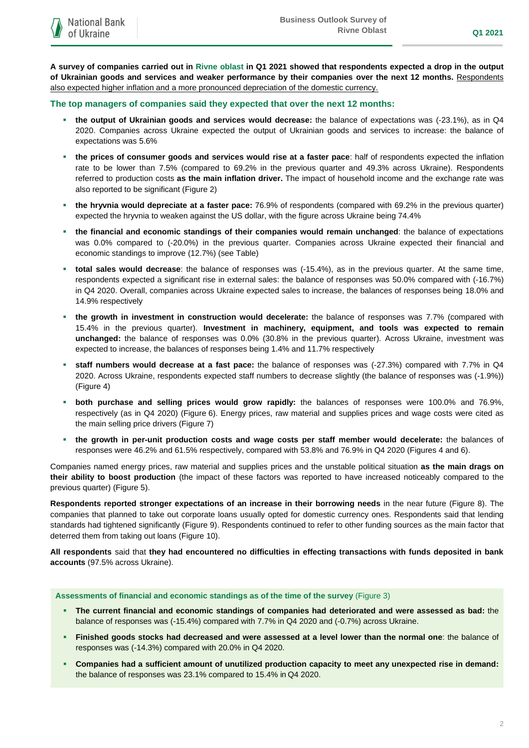**A survey of companies carried out in Rivne oblast in Q1 2021 showed that respondents expected a drop in the output of Ukrainian goods and services and weaker performance by their companies over the next 12 months.** Respondents also expected higher inflation and a more pronounced depreciation of the domestic currency.

### The top managers of companies said they expected that over the next 12 months:

- **the output of Ukrainian goods and services would decrease:** the balance of expectations was (-23.1%), as in Q4 2020. Companies across Ukraine expected the output of Ukrainian goods and services to increase: the balance of expectations was 5.6%
- **the prices of consumer goods and services would rise at a faster pace**: half of respondents expected the inflation rate to be lower than 7.5% (compared to 69.2% in the previous quarter and 49.3% across Ukraine). Respondents referred to production costs **as the main inflation driver.** The impact of household income and the exchange rate was also reported to be significant (Figure 2)
- **the hryvnia would depreciate at a faster pace:** 76.9% of respondents (compared with 69.2% in the previous quarter) expected the hryvnia to weaken against the US dollar, with the figure across Ukraine being 74.4%
- **the financial and economic standings of their companies would remain unchanged**: the balance of expectations was 0.0% compared to (-20.0%) in the previous quarter. Companies across Ukraine expected their financial and economic standings to improve (12.7%) (see Table)
- **total sales would decrease**: the balance of responses was (-15.4%), as in the previous quarter. At the same time, respondents expected a significant rise in external sales: the balance of responses was 50.0% compared with (-16.7%) in Q4 2020. Overall, companies across Ukraine expected sales to increase, the balances of responses being 18.0% and 14.9% respectively
- **the growth in investment in construction would decelerate:** the balance of responses was 7.7% (compared with 15.4% in the previous quarter). **Investment in machinery, equipment, and tools was expected to remain unchanged:** the balance of responses was 0.0% (30.8% in the previous quarter). Across Ukraine, investment was expected to increase, the balances of responses being 1.4% and 11.7% respectively
- **staff numbers would decrease at a fast pace:** the balance of responses was (-27.3%) compared with 7.7% in Q4 2020. Across Ukraine, respondents expected staff numbers to decrease slightly (the balance of responses was (-1.9%)) (Figure 4)
- **both purchase and selling prices would grow rapidly:** the balances of responses were 100.0% and 76.9%, respectively (as in Q4 2020) (Figure 6). Energy prices, raw material and supplies prices and wage costs were cited as the main selling price drivers (Figure 7)
- **the growth in per-unit production costs and wage costs per staff member would decelerate:** the balances of responses were 46.2% and 61.5% respectively, compared with 53.8% and 76.9% in Q4 2020 (Figures 4 and 6).

Companies named energy prices, raw material and supplies prices and the unstable political situation **as the main drags on their ability to boost production** (the impact of these factors was reported to have increased noticeably compared to the previous quarter) (Figure 5).

**Respondents reported stronger expectations of an increase in their borrowing needs** in the near future (Figure 8). The companies that planned to take out corporate loans usually opted for domestic currency ones. Respondents said that lending standards had tightened significantly (Figure 9). Respondents continued to refer to other funding sources as the main factor that deterred them from taking out loans (Figure 10).

**All respondents** said that **they had encountered no difficulties in effecting transactions with funds deposited in bank accounts** (97.5% across Ukraine).

### Assessments of financial and economic standings as of the time of the survey (Figure 3)

- **The current financial and economic standings of companies had deteriorated and were assessed as bad:** the balance of responses was (-15.4%) compared with 7.7% in Q4 2020 and (-0.7%) across Ukraine.
- **Finished goods stocks had decreased and were assessed at a level lower than the normal one**: the balance of responses was (-14.3%) compared with 20.0% in Q4 2020.
- **Companies had a sufficient amount of unutilized production capacity to meet any unexpected rise in demand:** the balance of responses was 23.1% compared to 15.4% in Q4 2020.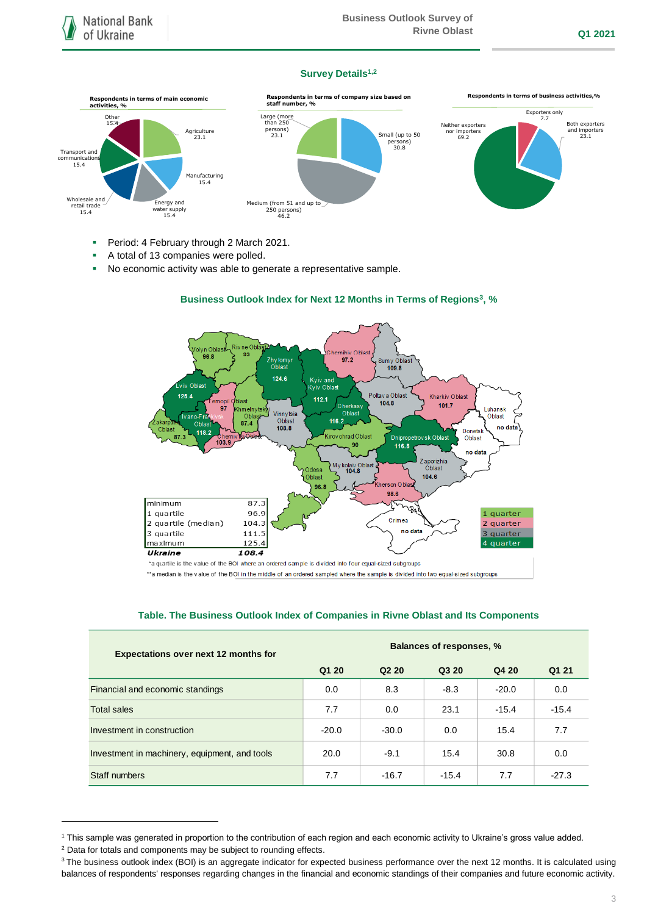## Survey Details[1,2]

**Respondents in terms of main economic activities, %**

- Other 15.4
- Agriculture 23.1
- Manufacturing 15.4
- Energy and water supply 15.4
- Wholesale and retail trade 15.4
- Transport and communications 15.4

**Respondents in terms of company size based on staff number, %**

- Large (more than 250 persons) 23.1
- Small (up to 50 persons) 30.8
- Medium (from 51 and up to 250 persons) 46.2

**Respondents in terms of business activities, %**

- Exporters only 7.7
- Both exporters and importers 23.1
- Neither exporters nor importers 69.2

- Period: 4 February through 2 March 2021.
- A total of 13 companies were polled.
- No economic activity was able to generate a representative sample.

### Business Outlook Index for Next 12 Months in Terms of Regions[3], %

| Region | BOI |
|---|---|
| Volyn Oblast | 96.8 |
| Rivne Oblast | 93 |
| Zhytomyr Oblast | 124.6 |
| Kyiv and Kyiv Oblast | 112.1 |
| Chernihiv Oblast | 97.2 |
| Sumy Oblast | 109.8 |
| Lviv Oblast | 125.4 |
| Ternopil Oblast | 97 |
| Khmelnytskyi Oblast | 87.4 |
| Vinnytsia Oblast | 108.8 |
| Cherkasy Oblast | 116.2 |
| Poltava Oblast | 104.8 |
| Kharkiv Oblast | 101.7 |
| Luhansk Oblast | no data |
| Zakarpattia Oblast | 87.3 |
| Ivano-Frankivsk Oblast | 118.2 |
| Chernivtsi Oblast | 103.9 |
| Kirovohrad Oblast | 90 |
| Dnipropetrovsk Oblast | 116.8 |
| Donetsk Oblast | no data |
| Odesa Oblast | 96.8 |
| Mykolaiv Oblast | 104.8 |
| Zaporizhia Oblast | 104.6 |
| Kherson Oblast | 98.6 |
| Crimea | no data |

| | |
|---|---|
| minimum | 87.3 |
| 1 quartile | 96.9 |
| 2 quartile (median) | 104.3 |
| 3 quartile | 111.5 |
| maximum | 125.4 |
| ***Ukraine*** | ***108.4*** |

Legend: 1 quarter, 2 quarter, 3 quarter, 4 quarter

*a quartile is the value of the BOI where an ordered sample is divided into four equal-sized subgroups

**a median is the value of the BOI in the middle of an ordered sampled where the sample is divided into two equal-sized subgroups

### Table. The Business Outlook Index of Companies in Rivne Oblast and Its Components

| Expectations over next 12 months for | Balances of responses, % | | | | |
|---|---|---|---|---|---|
| | Q1 20 | Q2 20 | Q3 20 | Q4 20 | Q1 21 |
| Financial and economic standings | 0.0 | 8.3 | -8.3 | -20.0 | 0.0 |
| Total sales | 7.7 | 0.0 | 23.1 | -15.4 | -15.4 |
| Investment in construction | -20.0 | -30.0 | 0.0 | 15.4 | 7.7 |
| Investment in machinery, equipment, and tools | 20.0 | -9.1 | 15.4 | 30.8 | 0.0 |
| Staff numbers | 7.7 | -16.7 | -15.4 | 7.7 | -27.3 |

---

[1] This sample was generated in proportion to the contribution of each region and each economic activity to Ukraine's gross value added.

[2] Data for totals and components may be subject to rounding effects.

[3] The business outlook index (BOI) is an aggregate indicator for expected business performance over the next 12 months. It is calculated using balances of respondents' responses regarding changes in the financial and economic standings of their companies and future economic activity.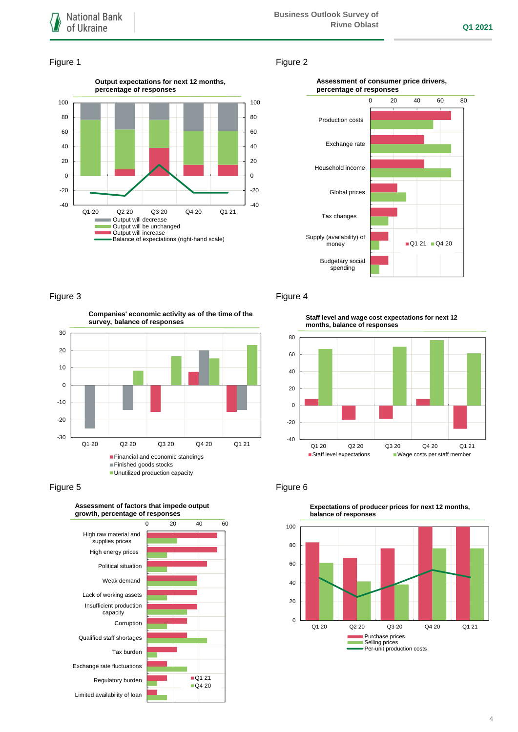Figure 1

**Output expectations for next 12 months, percentage of responses**

- Output will decrease
- Output will be unchanged
- Output will increase
- Balance of expectations (right-hand scale)

Figure 2

**Assessment of consumer price drivers, percentage of responses**

Production costs; Exchange rate; Household income; Global prices; Tax changes; Supply (availability) of money; Budgetary social spending

Q1 21 / Q4 20

Figure 3

**Companies' economic activity as of the time of the survey, balance of responses**

- Financial and economic standings
- Finished goods stocks
- Unutilized production capacity

Figure 4

**Staff level and wage cost expectations for next 12 months, balance of responses**

- Staff level expectations
- Wage costs per staff member

Figure 5

**Assessment of factors that impede output growth, percentage of responses**

High raw material and supplies prices; High energy prices; Political situation; Weak demand; Lack of working assets; Insufficient production capacity; Corruption; Qualified staff shortages; Tax burden; Exchange rate fluctuations; Regulatory burden; Limited availability of loan

Q1 21 / Q4 20

Figure 6

**Expectations of producer prices for next 12 months, balance of responses**

- Purchase prices
- Selling prices
- Per-unit production costs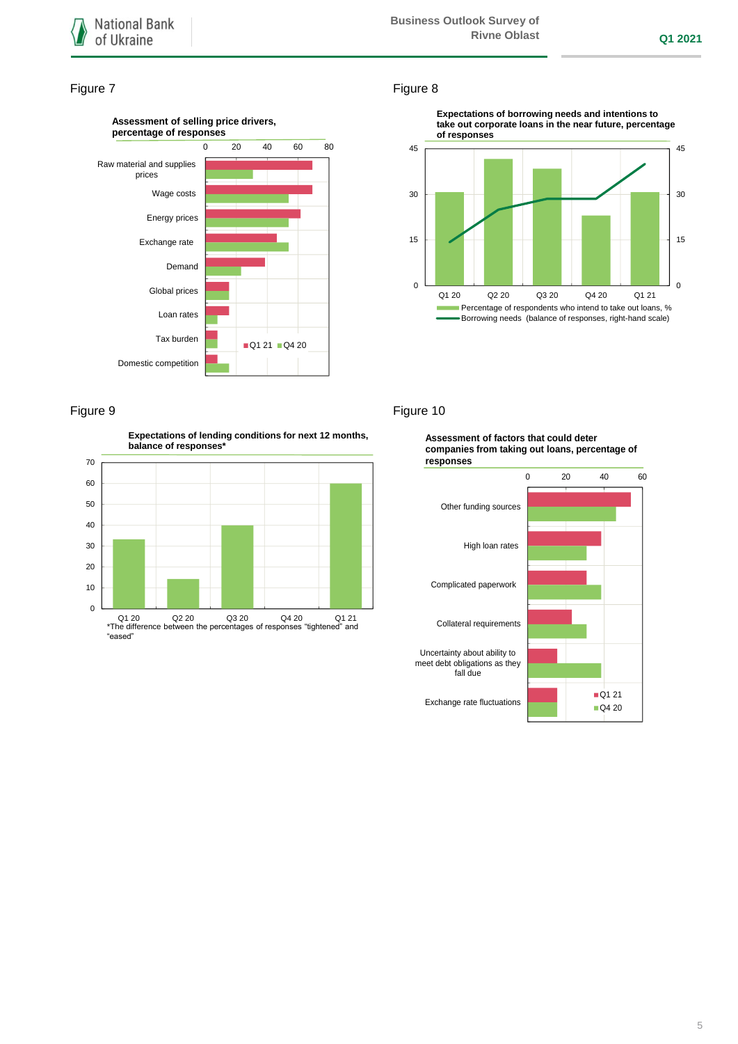Figure 7

**Assessment of selling price drivers, percentage of responses**

0 20 40 60 80

Raw material and supplies prices
Wage costs
Energy prices
Exchange rate
Demand
Global prices
Loan rates
Tax burden
Domestic competition

Q1 21 Q4 20

Figure 8

**Expectations of borrowing needs and intentions to take out corporate loans in the near future, percentage of responses**

45 30 15 0

Q1 20 Q2 20 Q3 20 Q4 20 Q1 21

Percentage of respondents who intend to take out loans, %
Borrowing needs (balance of responses, right-hand scale)

Figure 9

**Expectations of lending conditions for next 12 months, balance of responses***

70 60 50 40 30 20 10 0

Q1 20 Q2 20 Q3 20 Q4 20 Q1 21

*The difference between the percentages of responses "tightened" and "eased"

Figure 10

**Assessment of factors that could deter companies from taking out loans, percentage of responses**

0 20 40 60

Other funding sources
High loan rates
Complicated paperwork
Collateral requirements
Uncertainty about ability to meet debt obligations as they fall due
Exchange rate fluctuations

Q1 21
Q4 20